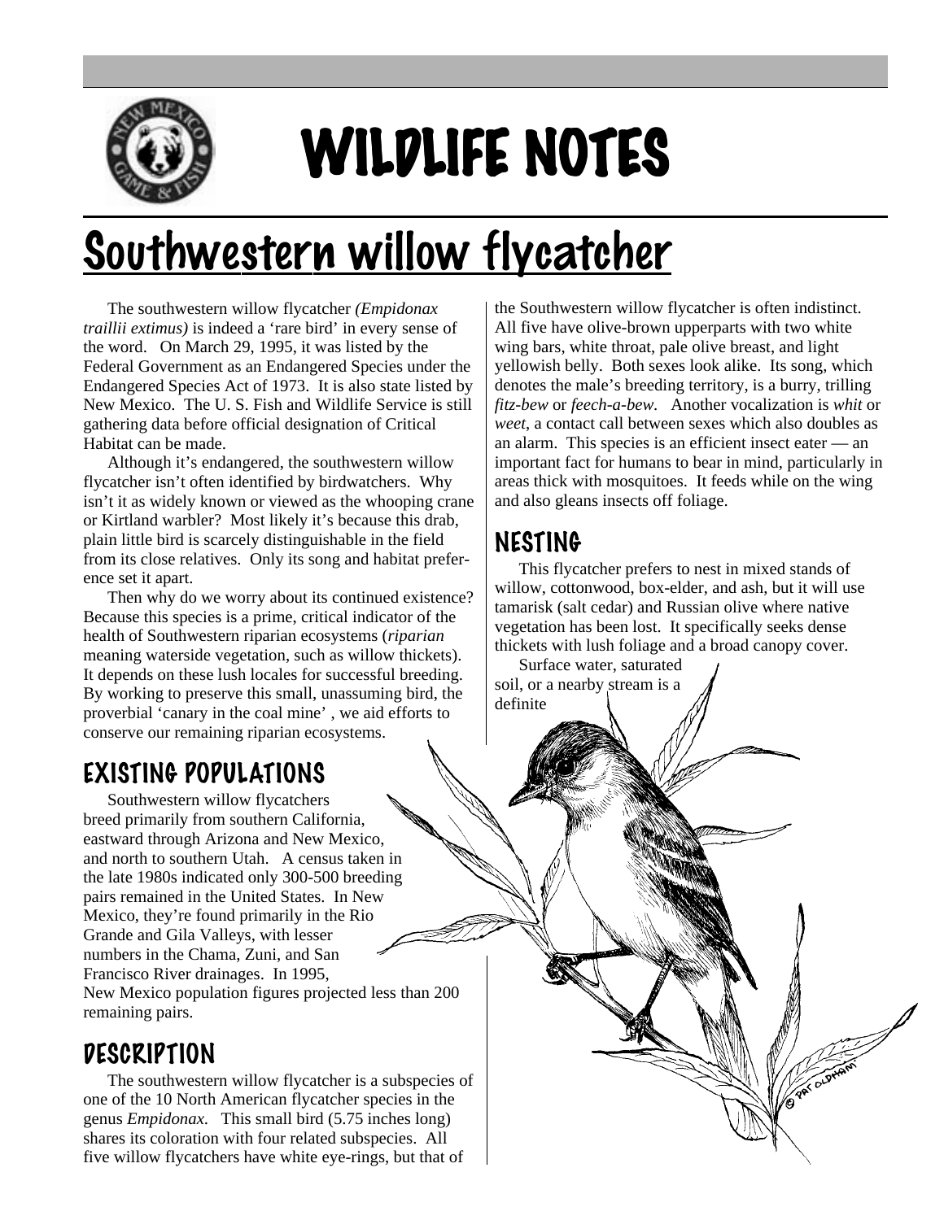# WILDLIFE NOTES

# Southwestern willow flycatcher

The southwestern willow flycatcher *(Empidonax traillii extimus)* is indeed a 'rare bird' in every sense of the word. On March 29, 1995, it was listed by the Federal Government as an Endangered Species under the Endangered Species Act of 1973. It is also state listed by New Mexico. The U. S. Fish and Wildlife Service is still gathering data before official designation of Critical Habitat can be made.

Although it's endangered, the southwestern willow flycatcher isn't often identified by birdwatchers. Why isn't it as widely known or viewed as the whooping crane or Kirtland warbler? Most likely it's because this drab, plain little bird is scarcely distinguishable in the field from its close relatives. Only its song and habitat preference set it apart.

Then why do we worry about its continued existence? Because this species is a prime, critical indicator of the health of Southwestern riparian ecosystems (*riparian* meaning waterside vegetation, such as willow thickets). It depends on these lush locales for successful breeding. By working to preserve this small, unassuming bird, the proverbial 'canary in the coal mine' , we aid efforts to conserve our remaining riparian ecosystems.

## EXISTING POPULATIONS

Southwestern willow flycatchers breed primarily from southern California, eastward through Arizona and New Mexico, and north to southern Utah. A census taken in the late 1980s indicated only 300-500 breeding pairs remained in the United States. In New Mexico, they're found primarily in the Rio Grande and Gila Valleys, with lesser numbers in the Chama, Zuni, and San Francisco River drainages. In 1995, New Mexico population figures projected less than 200 remaining pairs.

## DESCRIPTION

The southwestern willow flycatcher is a subspecies of one of the 10 North American flycatcher species in the genus *Empidonax*. This small bird (5.75 inches long) shares its coloration with four related subspecies. All five willow flycatchers have white eye-rings, but that of the Southwestern willow flycatcher is often indistinct. All five have olive-brown upperparts with two white wing bars, white throat, pale olive breast, and light yellowish belly. Both sexes look alike. Its song, which denotes the male's breeding territory, is a burry, trilling *fitz-bew* or *feech-a-bew*. Another vocalization is *whit* or *weet*, a contact call between sexes which also doubles as an alarm. This species is an efficient insect eater — an important fact for humans to bear in mind, particularly in areas thick with mosquitoes. It feeds while on the wing and also gleans insects off foliage.

## NESTING

This flycatcher prefers to nest in mixed stands of willow, cottonwood, box-elder, and ash, but it will use tamarisk (salt cedar) and Russian olive where native vegetation has been lost. It specifically seeks dense thickets with lush foliage and a broad canopy cover.

Surface water, saturated soil, or a nearby stream is a definite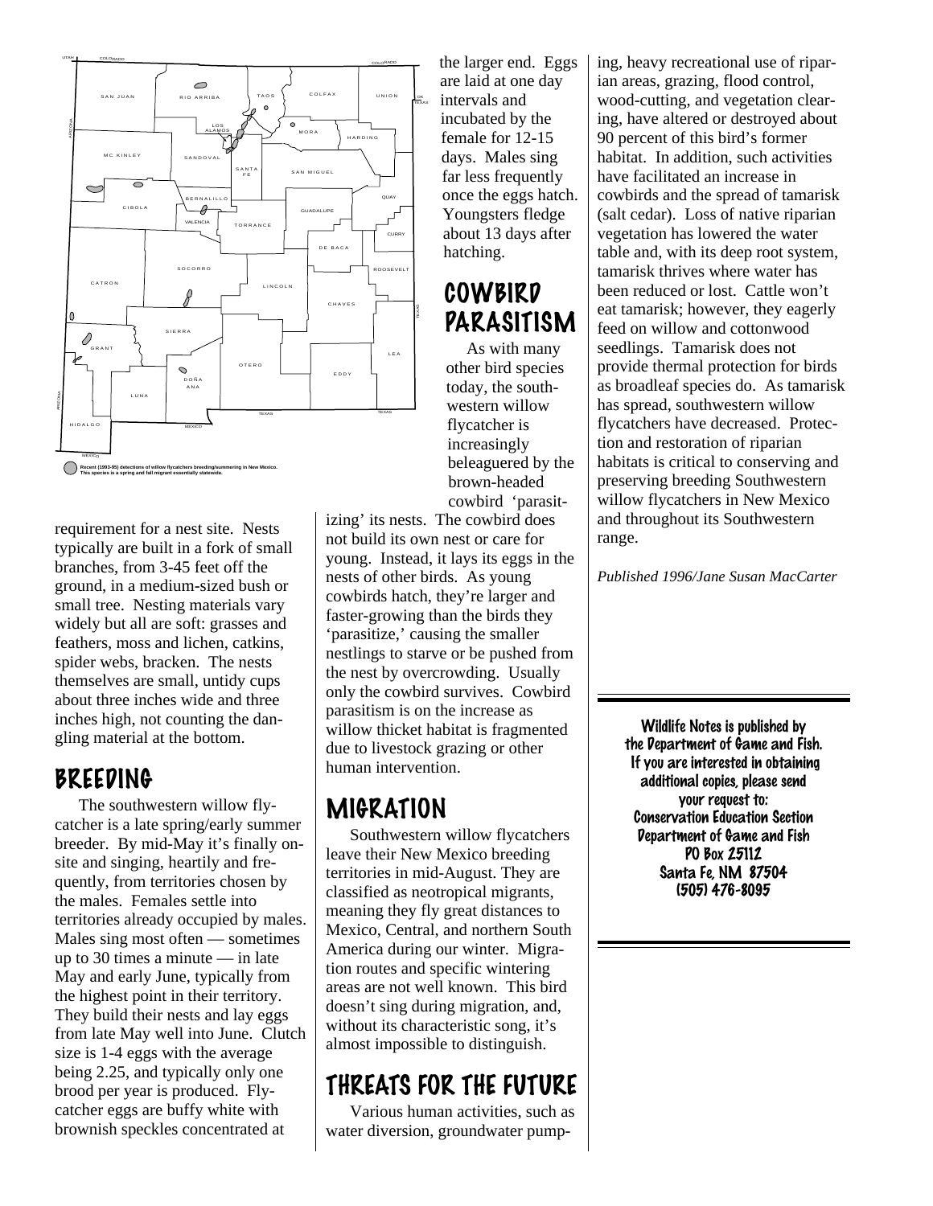NEW MEXICO

UTAH COLORADO COLORADO

SAN JUAN RIO ARRIBA TAOS COLFAX UNION OK TEXAS

LOS ALAMOS MORA HARDING

ARIZONA

MC KINLEY SANDOVAL SANTA FE SAN MIGUEL

QUAY

CIBOLA BERNALILLO GUADALUPE

VALENCIA TORRANCE CURRY

DE BACA

SOCORRO ROOSEVELT

CATRON LINCOLN

CHAVES

TEXAS

SIERRA

GRANT LEA

OTERO EDDY

DOÑA ANA

LUNA

ARIZONA TEXAS TEXAS

HIDALGO MEXICO

MEXICO

Recent (1993-95) detections of willow flycatchers breeding/summering in New Mexico. This species is a spring and fall migrant essentially statewide.

requirement for a nest site. Nests typically are built in a fork of small branches, from 3-45 feet off the ground, in a medium-sized bush or small tree. Nesting materials vary widely but all are soft: grasses and feathers, moss and lichen, catkins, spider webs, bracken. The nests themselves are small, untidy cups about three inches wide and three inches high, not counting the dangling material at the bottom.

## BREEDING

The southwestern willow flycatcher is a late spring/early summer breeder. By mid-May it's finally on-site and singing, heartily and frequently, from territories chosen by the males. Females settle into territories already occupied by males. Males sing most often — sometimes up to 30 times a minute — in late May and early June, typically from the highest point in their territory. They build their nests and lay eggs from late May well into June. Clutch size is 1-4 eggs with the average being 2.25, and typically only one brood per year is produced. Flycatcher eggs are buffy white with brownish speckles concentrated at the larger end. Eggs are laid at one day intervals and incubated by the female for 12-15 days. Males sing far less frequently once the eggs hatch. Youngsters fledge about 13 days after hatching.

## COWBIRD PARASITISM

As with many other bird species today, the southwestern willow flycatcher is increasingly beleaguered by the brown-headed cowbird 'parasitizing' its nests. The cowbird does not build its own nest or care for young. Instead, it lays its eggs in the nests of other birds. As young cowbirds hatch, they're larger and faster-growing than the birds they 'parasitize,' causing the smaller nestlings to starve or be pushed from the nest by overcrowding. Usually only the cowbird survives. Cowbird parasitism is on the increase as willow thicket habitat is fragmented due to livestock grazing or other human intervention.

## MIGRATION

Southwestern willow flycatchers leave their New Mexico breeding territories in mid-August. They are classified as neotropical migrants, meaning they fly great distances to Mexico, Central, and northern South America during our winter. Migration routes and specific wintering areas are not well known. This bird doesn't sing during migration, and, without its characteristic song, it's almost impossible to distinguish.

## THREATS FOR THE FUTURE

Various human activities, such as water diversion, groundwater pumping, heavy recreational use of riparian areas, grazing, flood control, wood-cutting, and vegetation clearing, have altered or destroyed about 90 percent of this bird's former habitat. In addition, such activities have facilitated an increase in cowbirds and the spread of tamarisk (salt cedar). Loss of native riparian vegetation has lowered the water table and, with its deep root system, tamarisk thrives where water has been reduced or lost. Cattle won't eat tamarisk; however, they eagerly feed on willow and cottonwood seedlings. Tamarisk does not provide thermal protection for birds as broadleaf species do. As tamarisk has spread, southwestern willow flycatchers have decreased. Protection and restoration of riparian habitats is critical to conserving and preserving breeding Southwestern willow flycatchers in New Mexico and throughout its Southwestern range.

*Published 1996/Jane Susan MacCarter*

**Wildlife Notes is published by the Department of Game and Fish. If you are interested in obtaining additional copies, please send your request to:
Conservation Education Section
Department of Game and Fish
PO Box 25112
Santa Fe, NM 87504
(505) 476-8095**